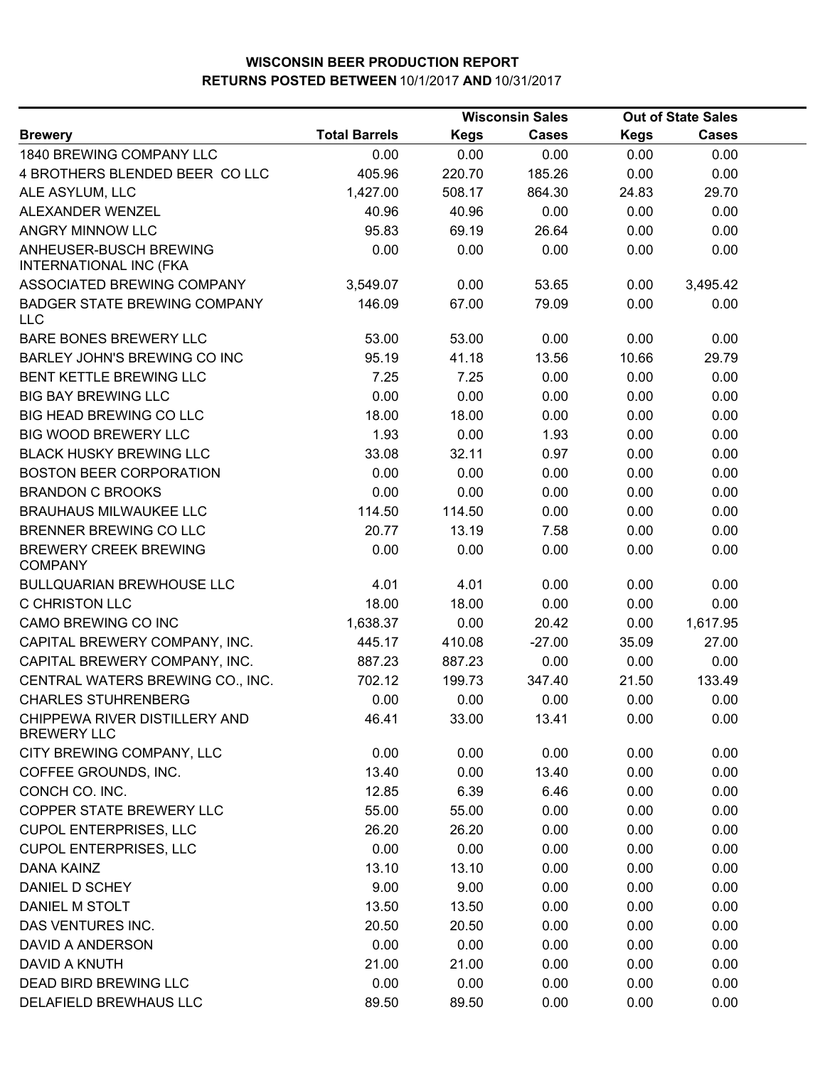# WISCONSIN BEER PRODUCTION REPORT

## RETURNS POSTED BETWEEN 10/1/2017 AND 10/31/2017

| | | Wisconsin Sales | | Out of State Sales | |
|---|---|---|---|---|---|
| **Brewery** | **Total Barrels** | **Kegs** | **Cases** | **Kegs** | **Cases** |
| 1840 BREWING COMPANY LLC | 0.00 | 0.00 | 0.00 | 0.00 | 0.00 |
| 4 BROTHERS BLENDED BEER CO LLC | 405.96 | 220.70 | 185.26 | 0.00 | 0.00 |
| ALE ASYLUM, LLC | 1,427.00 | 508.17 | 864.30 | 24.83 | 29.70 |
| ALEXANDER WENZEL | 40.96 | 40.96 | 0.00 | 0.00 | 0.00 |
| ANGRY MINNOW LLC | 95.83 | 69.19 | 26.64 | 0.00 | 0.00 |
| ANHEUSER-BUSCH BREWING INTERNATIONAL INC (FKA | 0.00 | 0.00 | 0.00 | 0.00 | 0.00 |
| ASSOCIATED BREWING COMPANY | 3,549.07 | 0.00 | 53.65 | 0.00 | 3,495.42 |
| BADGER STATE BREWING COMPANY LLC | 146.09 | 67.00 | 79.09 | 0.00 | 0.00 |
| BARE BONES BREWERY LLC | 53.00 | 53.00 | 0.00 | 0.00 | 0.00 |
| BARLEY JOHN'S BREWING CO INC | 95.19 | 41.18 | 13.56 | 10.66 | 29.79 |
| BENT KETTLE BREWING LLC | 7.25 | 7.25 | 0.00 | 0.00 | 0.00 |
| BIG BAY BREWING LLC | 0.00 | 0.00 | 0.00 | 0.00 | 0.00 |
| BIG HEAD BREWING CO LLC | 18.00 | 18.00 | 0.00 | 0.00 | 0.00 |
| BIG WOOD BREWERY LLC | 1.93 | 0.00 | 1.93 | 0.00 | 0.00 |
| BLACK HUSKY BREWING LLC | 33.08 | 32.11 | 0.97 | 0.00 | 0.00 |
| BOSTON BEER CORPORATION | 0.00 | 0.00 | 0.00 | 0.00 | 0.00 |
| BRANDON C BROOKS | 0.00 | 0.00 | 0.00 | 0.00 | 0.00 |
| BRAUHAUS MILWAUKEE LLC | 114.50 | 114.50 | 0.00 | 0.00 | 0.00 |
| BRENNER BREWING CO LLC | 20.77 | 13.19 | 7.58 | 0.00 | 0.00 |
| BREWERY CREEK BREWING COMPANY | 0.00 | 0.00 | 0.00 | 0.00 | 0.00 |
| BULLQUARIAN BREWHOUSE LLC | 4.01 | 4.01 | 0.00 | 0.00 | 0.00 |
| C CHRISTON LLC | 18.00 | 18.00 | 0.00 | 0.00 | 0.00 |
| CAMO BREWING CO INC | 1,638.37 | 0.00 | 20.42 | 0.00 | 1,617.95 |
| CAPITAL BREWERY COMPANY, INC. | 445.17 | 410.08 | -27.00 | 35.09 | 27.00 |
| CAPITAL BREWERY COMPANY, INC. | 887.23 | 887.23 | 0.00 | 0.00 | 0.00 |
| CENTRAL WATERS BREWING CO., INC. | 702.12 | 199.73 | 347.40 | 21.50 | 133.49 |
| CHARLES STUHRENBERG | 0.00 | 0.00 | 0.00 | 0.00 | 0.00 |
| CHIPPEWA RIVER DISTILLERY AND BREWERY LLC | 46.41 | 33.00 | 13.41 | 0.00 | 0.00 |
| CITY BREWING COMPANY, LLC | 0.00 | 0.00 | 0.00 | 0.00 | 0.00 |
| COFFEE GROUNDS, INC. | 13.40 | 0.00 | 13.40 | 0.00 | 0.00 |
| CONCH CO. INC. | 12.85 | 6.39 | 6.46 | 0.00 | 0.00 |
| COPPER STATE BREWERY LLC | 55.00 | 55.00 | 0.00 | 0.00 | 0.00 |
| CUPOL ENTERPRISES, LLC | 26.20 | 26.20 | 0.00 | 0.00 | 0.00 |
| CUPOL ENTERPRISES, LLC | 0.00 | 0.00 | 0.00 | 0.00 | 0.00 |
| DANA KAINZ | 13.10 | 13.10 | 0.00 | 0.00 | 0.00 |
| DANIEL D SCHEY | 9.00 | 9.00 | 0.00 | 0.00 | 0.00 |
| DANIEL M STOLT | 13.50 | 13.50 | 0.00 | 0.00 | 0.00 |
| DAS VENTURES INC. | 20.50 | 20.50 | 0.00 | 0.00 | 0.00 |
| DAVID A ANDERSON | 0.00 | 0.00 | 0.00 | 0.00 | 0.00 |
| DAVID A KNUTH | 21.00 | 21.00 | 0.00 | 0.00 | 0.00 |
| DEAD BIRD BREWING LLC | 0.00 | 0.00 | 0.00 | 0.00 | 0.00 |
| DELAFIELD BREWHAUS LLC | 89.50 | 89.50 | 0.00 | 0.00 | 0.00 |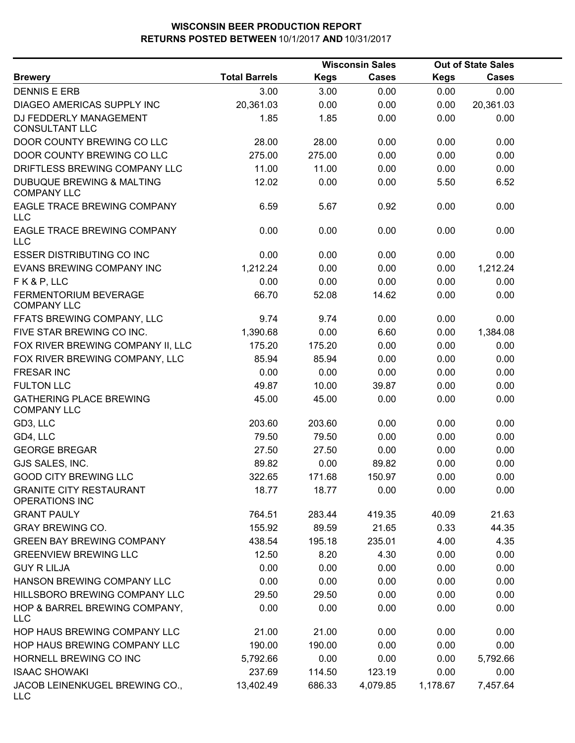# WISCONSIN BEER PRODUCTION REPORT
## RETURNS POSTED BETWEEN 10/1/2017 AND 10/31/2017

| Brewery | Total Barrels | Wisconsin Sales Kegs | Wisconsin Sales Cases | Out of State Sales Kegs | Out of State Sales Cases |
|---|---|---|---|---|---|
| DENNIS E ERB | 3.00 | 3.00 | 0.00 | 0.00 | 0.00 |
| DIAGEO AMERICAS SUPPLY INC | 20,361.03 | 0.00 | 0.00 | 0.00 | 20,361.03 |
| DJ FEDDERLY MANAGEMENT CONSULTANT LLC | 1.85 | 1.85 | 0.00 | 0.00 | 0.00 |
| DOOR COUNTY BREWING CO LLC | 28.00 | 28.00 | 0.00 | 0.00 | 0.00 |
| DOOR COUNTY BREWING CO LLC | 275.00 | 275.00 | 0.00 | 0.00 | 0.00 |
| DRIFTLESS BREWING COMPANY LLC | 11.00 | 11.00 | 0.00 | 0.00 | 0.00 |
| DUBUQUE BREWING & MALTING COMPANY LLC | 12.02 | 0.00 | 0.00 | 5.50 | 6.52 |
| EAGLE TRACE BREWING COMPANY LLC | 6.59 | 5.67 | 0.92 | 0.00 | 0.00 |
| EAGLE TRACE BREWING COMPANY LLC | 0.00 | 0.00 | 0.00 | 0.00 | 0.00 |
| ESSER DISTRIBUTING CO INC | 0.00 | 0.00 | 0.00 | 0.00 | 0.00 |
| EVANS BREWING COMPANY INC | 1,212.24 | 0.00 | 0.00 | 0.00 | 1,212.24 |
| F K & P, LLC | 0.00 | 0.00 | 0.00 | 0.00 | 0.00 |
| FERMENTORIUM BEVERAGE COMPANY LLC | 66.70 | 52.08 | 14.62 | 0.00 | 0.00 |
| FFATS BREWING COMPANY, LLC | 9.74 | 9.74 | 0.00 | 0.00 | 0.00 |
| FIVE STAR BREWING CO INC. | 1,390.68 | 0.00 | 6.60 | 0.00 | 1,384.08 |
| FOX RIVER BREWING COMPANY II, LLC | 175.20 | 175.20 | 0.00 | 0.00 | 0.00 |
| FOX RIVER BREWING COMPANY, LLC | 85.94 | 85.94 | 0.00 | 0.00 | 0.00 |
| FRESAR INC | 0.00 | 0.00 | 0.00 | 0.00 | 0.00 |
| FULTON LLC | 49.87 | 10.00 | 39.87 | 0.00 | 0.00 |
| GATHERING PLACE BREWING COMPANY LLC | 45.00 | 45.00 | 0.00 | 0.00 | 0.00 |
| GD3, LLC | 203.60 | 203.60 | 0.00 | 0.00 | 0.00 |
| GD4, LLC | 79.50 | 79.50 | 0.00 | 0.00 | 0.00 |
| GEORGE BREGAR | 27.50 | 27.50 | 0.00 | 0.00 | 0.00 |
| GJS SALES, INC. | 89.82 | 0.00 | 89.82 | 0.00 | 0.00 |
| GOOD CITY BREWING LLC | 322.65 | 171.68 | 150.97 | 0.00 | 0.00 |
| GRANITE CITY RESTAURANT OPERATIONS INC | 18.77 | 18.77 | 0.00 | 0.00 | 0.00 |
| GRANT PAULY | 764.51 | 283.44 | 419.35 | 40.09 | 21.63 |
| GRAY BREWING CO. | 155.92 | 89.59 | 21.65 | 0.33 | 44.35 |
| GREEN BAY BREWING COMPANY | 438.54 | 195.18 | 235.01 | 4.00 | 4.35 |
| GREENVIEW BREWING LLC | 12.50 | 8.20 | 4.30 | 0.00 | 0.00 |
| GUY R LILJA | 0.00 | 0.00 | 0.00 | 0.00 | 0.00 |
| HANSON BREWING COMPANY LLC | 0.00 | 0.00 | 0.00 | 0.00 | 0.00 |
| HILLSBORO BREWING COMPANY LLC | 29.50 | 29.50 | 0.00 | 0.00 | 0.00 |
| HOP & BARREL BREWING COMPANY, LLC | 0.00 | 0.00 | 0.00 | 0.00 | 0.00 |
| HOP HAUS BREWING COMPANY LLC | 21.00 | 21.00 | 0.00 | 0.00 | 0.00 |
| HOP HAUS BREWING COMPANY LLC | 190.00 | 190.00 | 0.00 | 0.00 | 0.00 |
| HORNELL BREWING CO INC | 5,792.66 | 0.00 | 0.00 | 0.00 | 5,792.66 |
| ISAAC SHOWAKI | 237.69 | 114.50 | 123.19 | 0.00 | 0.00 |
| JACOB LEINENKUGEL BREWING CO., LLC | 13,402.49 | 686.33 | 4,079.85 | 1,178.67 | 7,457.64 |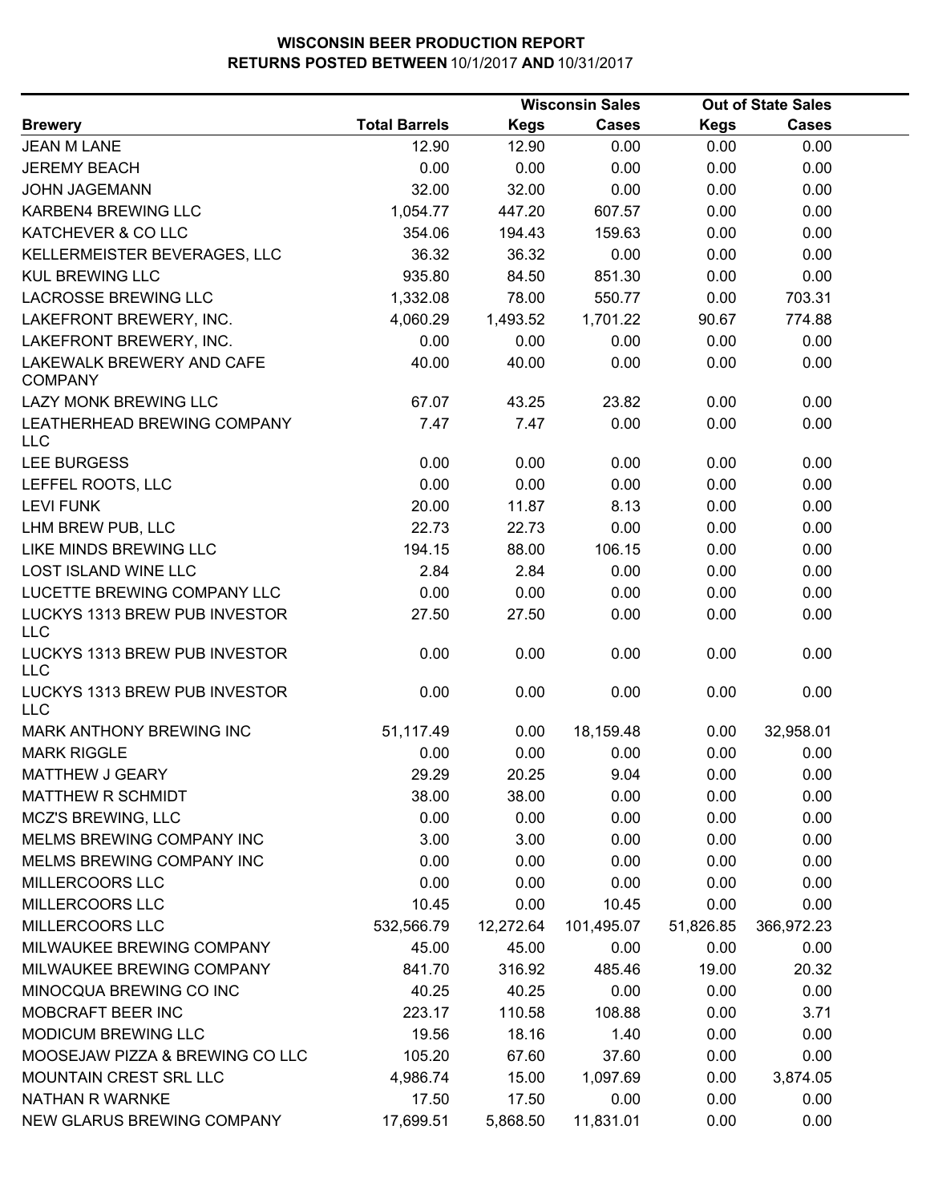# WISCONSIN BEER PRODUCTION REPORT

## RETURNS POSTED BETWEEN 10/1/2017 AND 10/31/2017

| Brewery | Total Barrels | Wisconsin Sales | | Out of State Sales | |
|---|---|---|---|---|---|
| | | Kegs | Cases | Kegs | Cases |
| JEAN M LANE | 12.90 | 12.90 | 0.00 | 0.00 | 0.00 |
| JEREMY BEACH | 0.00 | 0.00 | 0.00 | 0.00 | 0.00 |
| JOHN JAGEMANN | 32.00 | 32.00 | 0.00 | 0.00 | 0.00 |
| KARBEN4 BREWING LLC | 1,054.77 | 447.20 | 607.57 | 0.00 | 0.00 |
| KATCHEVER & CO LLC | 354.06 | 194.43 | 159.63 | 0.00 | 0.00 |
| KELLERMEISTER BEVERAGES, LLC | 36.32 | 36.32 | 0.00 | 0.00 | 0.00 |
| KUL BREWING LLC | 935.80 | 84.50 | 851.30 | 0.00 | 0.00 |
| LACROSSE BREWING LLC | 1,332.08 | 78.00 | 550.77 | 0.00 | 703.31 |
| LAKEFRONT BREWERY, INC. | 4,060.29 | 1,493.52 | 1,701.22 | 90.67 | 774.88 |
| LAKEFRONT BREWERY, INC. | 0.00 | 0.00 | 0.00 | 0.00 | 0.00 |
| LAKEWALK BREWERY AND CAFE COMPANY | 40.00 | 40.00 | 0.00 | 0.00 | 0.00 |
| LAZY MONK BREWING LLC | 67.07 | 43.25 | 23.82 | 0.00 | 0.00 |
| LEATHERHEAD BREWING COMPANY LLC | 7.47 | 7.47 | 0.00 | 0.00 | 0.00 |
| LEE BURGESS | 0.00 | 0.00 | 0.00 | 0.00 | 0.00 |
| LEFFEL ROOTS, LLC | 0.00 | 0.00 | 0.00 | 0.00 | 0.00 |
| LEVI FUNK | 20.00 | 11.87 | 8.13 | 0.00 | 0.00 |
| LHM BREW PUB, LLC | 22.73 | 22.73 | 0.00 | 0.00 | 0.00 |
| LIKE MINDS BREWING LLC | 194.15 | 88.00 | 106.15 | 0.00 | 0.00 |
| LOST ISLAND WINE LLC | 2.84 | 2.84 | 0.00 | 0.00 | 0.00 |
| LUCETTE BREWING COMPANY LLC | 0.00 | 0.00 | 0.00 | 0.00 | 0.00 |
| LUCKYS 1313 BREW PUB INVESTOR LLC | 27.50 | 27.50 | 0.00 | 0.00 | 0.00 |
| LUCKYS 1313 BREW PUB INVESTOR LLC | 0.00 | 0.00 | 0.00 | 0.00 | 0.00 |
| LUCKYS 1313 BREW PUB INVESTOR LLC | 0.00 | 0.00 | 0.00 | 0.00 | 0.00 |
| MARK ANTHONY BREWING INC | 51,117.49 | 0.00 | 18,159.48 | 0.00 | 32,958.01 |
| MARK RIGGLE | 0.00 | 0.00 | 0.00 | 0.00 | 0.00 |
| MATTHEW J GEARY | 29.29 | 20.25 | 9.04 | 0.00 | 0.00 |
| MATTHEW R SCHMIDT | 38.00 | 38.00 | 0.00 | 0.00 | 0.00 |
| MCZ'S BREWING, LLC | 0.00 | 0.00 | 0.00 | 0.00 | 0.00 |
| MELMS BREWING COMPANY INC | 3.00 | 3.00 | 0.00 | 0.00 | 0.00 |
| MELMS BREWING COMPANY INC | 0.00 | 0.00 | 0.00 | 0.00 | 0.00 |
| MILLERCOORS LLC | 0.00 | 0.00 | 0.00 | 0.00 | 0.00 |
| MILLERCOORS LLC | 10.45 | 0.00 | 10.45 | 0.00 | 0.00 |
| MILLERCOORS LLC | 532,566.79 | 12,272.64 | 101,495.07 | 51,826.85 | 366,972.23 |
| MILWAUKEE BREWING COMPANY | 45.00 | 45.00 | 0.00 | 0.00 | 0.00 |
| MILWAUKEE BREWING COMPANY | 841.70 | 316.92 | 485.46 | 19.00 | 20.32 |
| MINOCQUA BREWING CO INC | 40.25 | 40.25 | 0.00 | 0.00 | 0.00 |
| MOBCRAFT BEER INC | 223.17 | 110.58 | 108.88 | 0.00 | 3.71 |
| MODICUM BREWING LLC | 19.56 | 18.16 | 1.40 | 0.00 | 0.00 |
| MOOSEJAW PIZZA & BREWING CO LLC | 105.20 | 67.60 | 37.60 | 0.00 | 0.00 |
| MOUNTAIN CREST SRL LLC | 4,986.74 | 15.00 | 1,097.69 | 0.00 | 3,874.05 |
| NATHAN R WARNKE | 17.50 | 17.50 | 0.00 | 0.00 | 0.00 |
| NEW GLARUS BREWING COMPANY | 17,699.51 | 5,868.50 | 11,831.01 | 0.00 | 0.00 |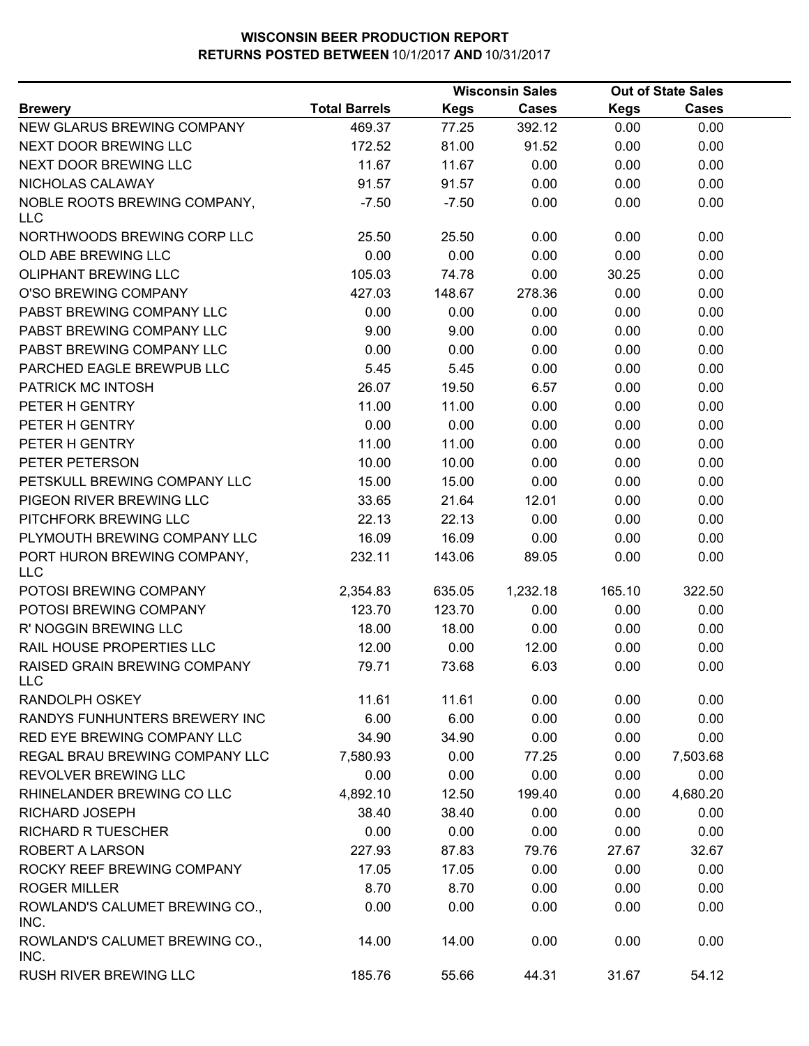**WISCONSIN BEER PRODUCTION REPORT**
**RETURNS POSTED BETWEEN 10/1/2017 AND 10/31/2017**

| Brewery | Total Barrels | Wisconsin Sales | | Out of State Sales | |
|---|---|---|---|---|---|
| | | Kegs | Cases | Kegs | Cases |
| NEW GLARUS BREWING COMPANY | 469.37 | 77.25 | 392.12 | 0.00 | 0.00 |
| NEXT DOOR BREWING LLC | 172.52 | 81.00 | 91.52 | 0.00 | 0.00 |
| NEXT DOOR BREWING LLC | 11.67 | 11.67 | 0.00 | 0.00 | 0.00 |
| NICHOLAS CALAWAY | 91.57 | 91.57 | 0.00 | 0.00 | 0.00 |
| NOBLE ROOTS BREWING COMPANY, LLC | -7.50 | -7.50 | 0.00 | 0.00 | 0.00 |
| NORTHWOODS BREWING CORP LLC | 25.50 | 25.50 | 0.00 | 0.00 | 0.00 |
| OLD ABE BREWING LLC | 0.00 | 0.00 | 0.00 | 0.00 | 0.00 |
| OLIPHANT BREWING LLC | 105.03 | 74.78 | 0.00 | 30.25 | 0.00 |
| O'SO BREWING COMPANY | 427.03 | 148.67 | 278.36 | 0.00 | 0.00 |
| PABST BREWING COMPANY LLC | 0.00 | 0.00 | 0.00 | 0.00 | 0.00 |
| PABST BREWING COMPANY LLC | 9.00 | 9.00 | 0.00 | 0.00 | 0.00 |
| PABST BREWING COMPANY LLC | 0.00 | 0.00 | 0.00 | 0.00 | 0.00 |
| PARCHED EAGLE BREWPUB LLC | 5.45 | 5.45 | 0.00 | 0.00 | 0.00 |
| PATRICK MC INTOSH | 26.07 | 19.50 | 6.57 | 0.00 | 0.00 |
| PETER H GENTRY | 11.00 | 11.00 | 0.00 | 0.00 | 0.00 |
| PETER H GENTRY | 0.00 | 0.00 | 0.00 | 0.00 | 0.00 |
| PETER H GENTRY | 11.00 | 11.00 | 0.00 | 0.00 | 0.00 |
| PETER PETERSON | 10.00 | 10.00 | 0.00 | 0.00 | 0.00 |
| PETSKULL BREWING COMPANY LLC | 15.00 | 15.00 | 0.00 | 0.00 | 0.00 |
| PIGEON RIVER BREWING LLC | 33.65 | 21.64 | 12.01 | 0.00 | 0.00 |
| PITCHFORK BREWING LLC | 22.13 | 22.13 | 0.00 | 0.00 | 0.00 |
| PLYMOUTH BREWING COMPANY LLC | 16.09 | 16.09 | 0.00 | 0.00 | 0.00 |
| PORT HURON BREWING COMPANY, LLC | 232.11 | 143.06 | 89.05 | 0.00 | 0.00 |
| POTOSI BREWING COMPANY | 2,354.83 | 635.05 | 1,232.18 | 165.10 | 322.50 |
| POTOSI BREWING COMPANY | 123.70 | 123.70 | 0.00 | 0.00 | 0.00 |
| R' NOGGIN BREWING LLC | 18.00 | 18.00 | 0.00 | 0.00 | 0.00 |
| RAIL HOUSE PROPERTIES LLC | 12.00 | 0.00 | 12.00 | 0.00 | 0.00 |
| RAISED GRAIN BREWING COMPANY LLC | 79.71 | 73.68 | 6.03 | 0.00 | 0.00 |
| RANDOLPH OSKEY | 11.61 | 11.61 | 0.00 | 0.00 | 0.00 |
| RANDYS FUNHUNTERS BREWERY INC | 6.00 | 6.00 | 0.00 | 0.00 | 0.00 |
| RED EYE BREWING COMPANY LLC | 34.90 | 34.90 | 0.00 | 0.00 | 0.00 |
| REGAL BRAU BREWING COMPANY LLC | 7,580.93 | 0.00 | 77.25 | 0.00 | 7,503.68 |
| REVOLVER BREWING LLC | 0.00 | 0.00 | 0.00 | 0.00 | 0.00 |
| RHINELANDER BREWING CO LLC | 4,892.10 | 12.50 | 199.40 | 0.00 | 4,680.20 |
| RICHARD JOSEPH | 38.40 | 38.40 | 0.00 | 0.00 | 0.00 |
| RICHARD R TUESCHER | 0.00 | 0.00 | 0.00 | 0.00 | 0.00 |
| ROBERT A LARSON | 227.93 | 87.83 | 79.76 | 27.67 | 32.67 |
| ROCKY REEF BREWING COMPANY | 17.05 | 17.05 | 0.00 | 0.00 | 0.00 |
| ROGER MILLER | 8.70 | 8.70 | 0.00 | 0.00 | 0.00 |
| ROWLAND'S CALUMET BREWING CO., INC. | 0.00 | 0.00 | 0.00 | 0.00 | 0.00 |
| ROWLAND'S CALUMET BREWING CO., INC. | 14.00 | 14.00 | 0.00 | 0.00 | 0.00 |
| RUSH RIVER BREWING LLC | 185.76 | 55.66 | 44.31 | 31.67 | 54.12 |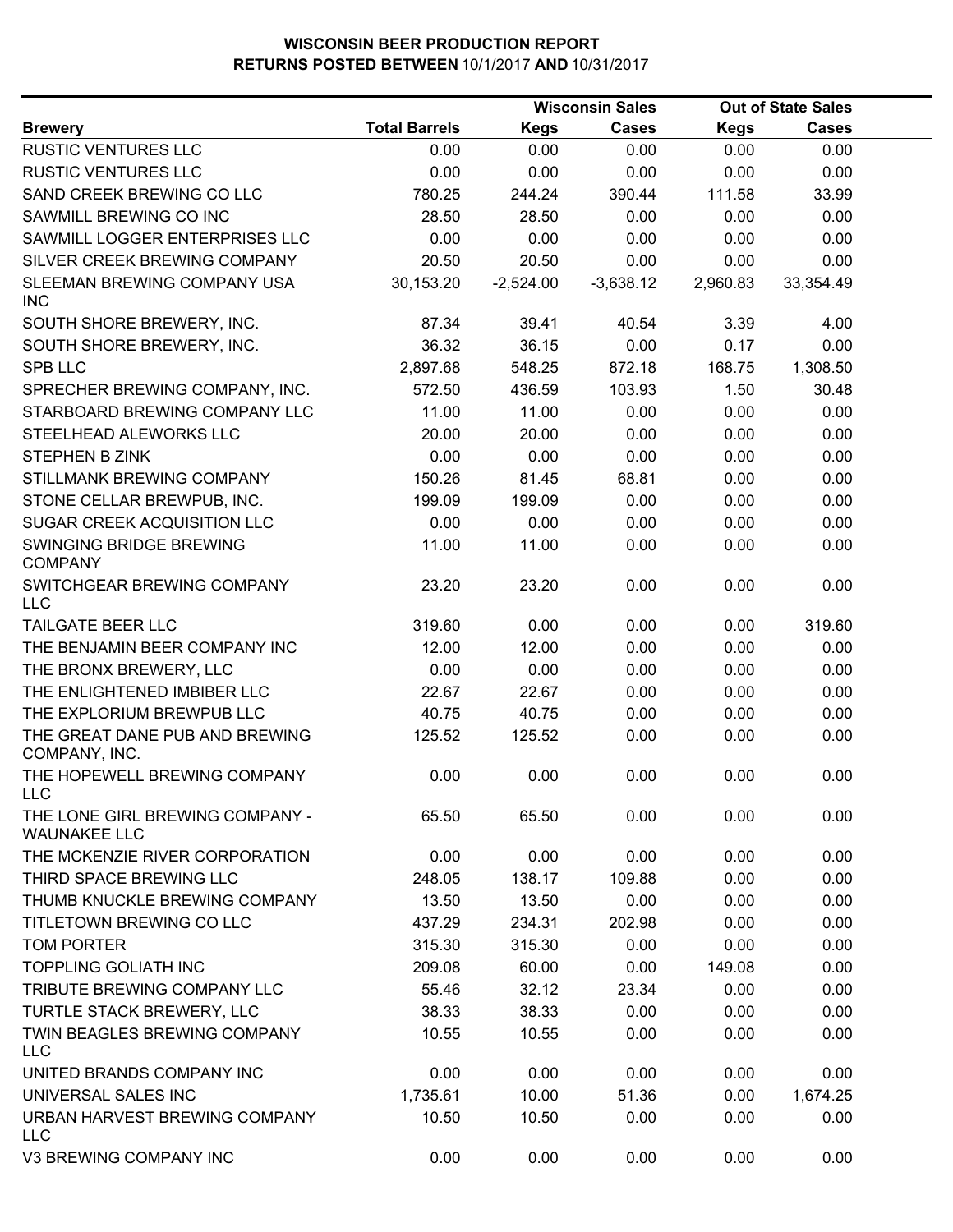# WISCONSIN BEER PRODUCTION REPORT

## RETURNS POSTED BETWEEN 10/1/2017 AND 10/31/2017

| | | Wisconsin Sales | | Out of State Sales | |
|---|---|---|---|---|---|
| **Brewery** | **Total Barrels** | **Kegs** | **Cases** | **Kegs** | **Cases** |
| RUSTIC VENTURES LLC | 0.00 | 0.00 | 0.00 | 0.00 | 0.00 |
| RUSTIC VENTURES LLC | 0.00 | 0.00 | 0.00 | 0.00 | 0.00 |
| SAND CREEK BREWING CO LLC | 780.25 | 244.24 | 390.44 | 111.58 | 33.99 |
| SAWMILL BREWING CO INC | 28.50 | 28.50 | 0.00 | 0.00 | 0.00 |
| SAWMILL LOGGER ENTERPRISES LLC | 0.00 | 0.00 | 0.00 | 0.00 | 0.00 |
| SILVER CREEK BREWING COMPANY | 20.50 | 20.50 | 0.00 | 0.00 | 0.00 |
| SLEEMAN BREWING COMPANY USA INC | 30,153.20 | -2,524.00 | -3,638.12 | 2,960.83 | 33,354.49 |
| SOUTH SHORE BREWERY, INC. | 87.34 | 39.41 | 40.54 | 3.39 | 4.00 |
| SOUTH SHORE BREWERY, INC. | 36.32 | 36.15 | 0.00 | 0.17 | 0.00 |
| SPB LLC | 2,897.68 | 548.25 | 872.18 | 168.75 | 1,308.50 |
| SPRECHER BREWING COMPANY, INC. | 572.50 | 436.59 | 103.93 | 1.50 | 30.48 |
| STARBOARD BREWING COMPANY LLC | 11.00 | 11.00 | 0.00 | 0.00 | 0.00 |
| STEELHEAD ALEWORKS LLC | 20.00 | 20.00 | 0.00 | 0.00 | 0.00 |
| STEPHEN B ZINK | 0.00 | 0.00 | 0.00 | 0.00 | 0.00 |
| STILLMANK BREWING COMPANY | 150.26 | 81.45 | 68.81 | 0.00 | 0.00 |
| STONE CELLAR BREWPUB, INC. | 199.09 | 199.09 | 0.00 | 0.00 | 0.00 |
| SUGAR CREEK ACQUISITION LLC | 0.00 | 0.00 | 0.00 | 0.00 | 0.00 |
| SWINGING BRIDGE BREWING COMPANY | 11.00 | 11.00 | 0.00 | 0.00 | 0.00 |
| SWITCHGEAR BREWING COMPANY LLC | 23.20 | 23.20 | 0.00 | 0.00 | 0.00 |
| TAILGATE BEER LLC | 319.60 | 0.00 | 0.00 | 0.00 | 319.60 |
| THE BENJAMIN BEER COMPANY INC | 12.00 | 12.00 | 0.00 | 0.00 | 0.00 |
| THE BRONX BREWERY, LLC | 0.00 | 0.00 | 0.00 | 0.00 | 0.00 |
| THE ENLIGHTENED IMBIBER LLC | 22.67 | 22.67 | 0.00 | 0.00 | 0.00 |
| THE EXPLORIUM BREWPUB LLC | 40.75 | 40.75 | 0.00 | 0.00 | 0.00 |
| THE GREAT DANE PUB AND BREWING COMPANY, INC. | 125.52 | 125.52 | 0.00 | 0.00 | 0.00 |
| THE HOPEWELL BREWING COMPANY LLC | 0.00 | 0.00 | 0.00 | 0.00 | 0.00 |
| THE LONE GIRL BREWING COMPANY - WAUNAKEE LLC | 65.50 | 65.50 | 0.00 | 0.00 | 0.00 |
| THE MCKENZIE RIVER CORPORATION | 0.00 | 0.00 | 0.00 | 0.00 | 0.00 |
| THIRD SPACE BREWING LLC | 248.05 | 138.17 | 109.88 | 0.00 | 0.00 |
| THUMB KNUCKLE BREWING COMPANY | 13.50 | 13.50 | 0.00 | 0.00 | 0.00 |
| TITLETOWN BREWING CO LLC | 437.29 | 234.31 | 202.98 | 0.00 | 0.00 |
| TOM PORTER | 315.30 | 315.30 | 0.00 | 0.00 | 0.00 |
| TOPPLING GOLIATH INC | 209.08 | 60.00 | 0.00 | 149.08 | 0.00 |
| TRIBUTE BREWING COMPANY LLC | 55.46 | 32.12 | 23.34 | 0.00 | 0.00 |
| TURTLE STACK BREWERY, LLC | 38.33 | 38.33 | 0.00 | 0.00 | 0.00 |
| TWIN BEAGLES BREWING COMPANY LLC | 10.55 | 10.55 | 0.00 | 0.00 | 0.00 |
| UNITED BRANDS COMPANY INC | 0.00 | 0.00 | 0.00 | 0.00 | 0.00 |
| UNIVERSAL SALES INC | 1,735.61 | 10.00 | 51.36 | 0.00 | 1,674.25 |
| URBAN HARVEST BREWING COMPANY LLC | 10.50 | 10.50 | 0.00 | 0.00 | 0.00 |
| V3 BREWING COMPANY INC | 0.00 | 0.00 | 0.00 | 0.00 | 0.00 |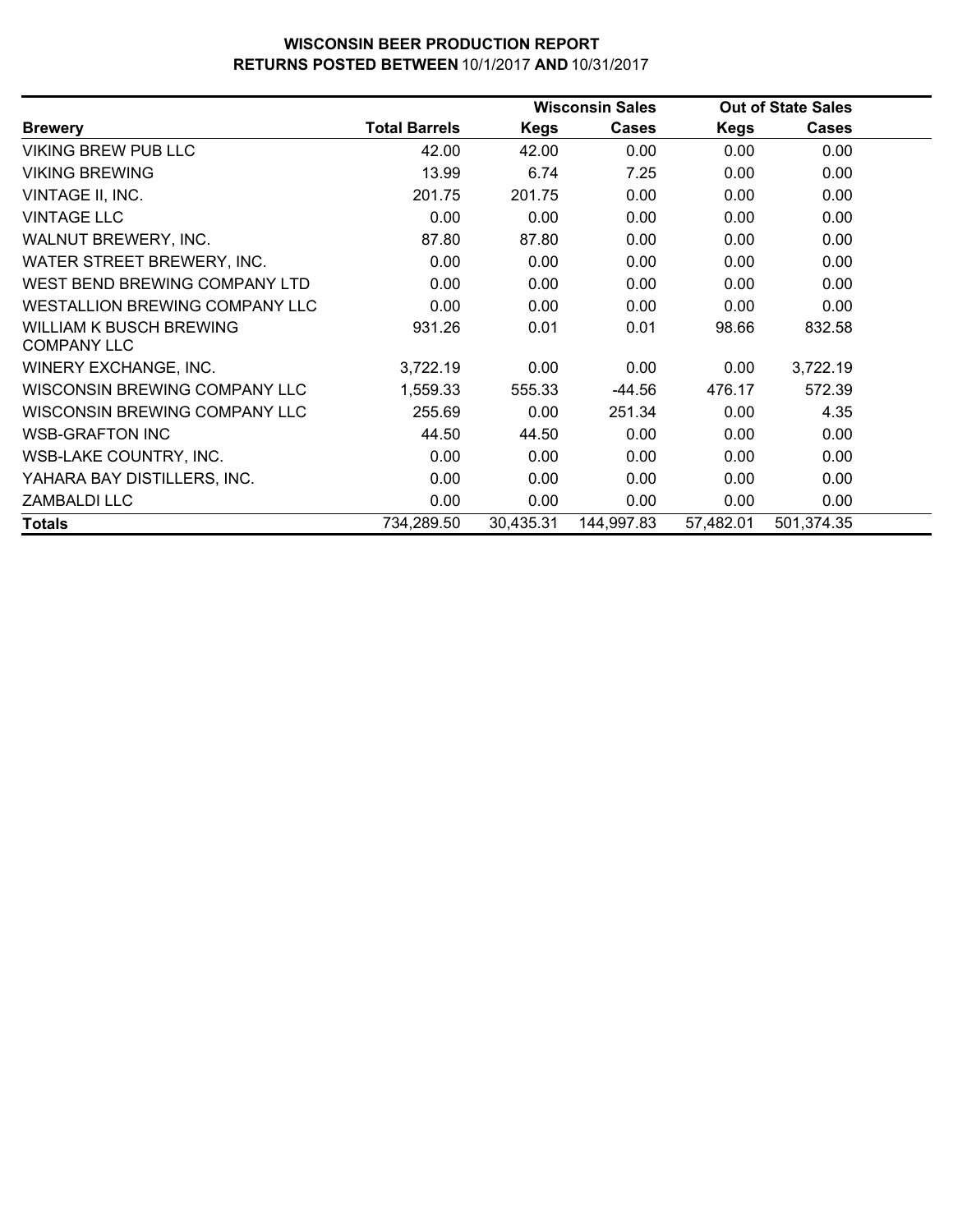**WISCONSIN BEER PRODUCTION REPORT**
**RETURNS POSTED BETWEEN** 10/1/2017 **AND** 10/31/2017

| | | Wisconsin Sales | | Out of State Sales | |
|---|---|---|---|---|---|
| **Brewery** | **Total Barrels** | **Kegs** | **Cases** | **Kegs** | **Cases** |
| VIKING BREW PUB LLC | 42.00 | 42.00 | 0.00 | 0.00 | 0.00 |
| VIKING BREWING | 13.99 | 6.74 | 7.25 | 0.00 | 0.00 |
| VINTAGE II, INC. | 201.75 | 201.75 | 0.00 | 0.00 | 0.00 |
| VINTAGE LLC | 0.00 | 0.00 | 0.00 | 0.00 | 0.00 |
| WALNUT BREWERY, INC. | 87.80 | 87.80 | 0.00 | 0.00 | 0.00 |
| WATER STREET BREWERY, INC. | 0.00 | 0.00 | 0.00 | 0.00 | 0.00 |
| WEST BEND BREWING COMPANY LTD | 0.00 | 0.00 | 0.00 | 0.00 | 0.00 |
| WESTALLION BREWING COMPANY LLC | 0.00 | 0.00 | 0.00 | 0.00 | 0.00 |
| WILLIAM K BUSCH BREWING COMPANY LLC | 931.26 | 0.01 | 0.01 | 98.66 | 832.58 |
| WINERY EXCHANGE, INC. | 3,722.19 | 0.00 | 0.00 | 0.00 | 3,722.19 |
| WISCONSIN BREWING COMPANY LLC | 1,559.33 | 555.33 | -44.56 | 476.17 | 572.39 |
| WISCONSIN BREWING COMPANY LLC | 255.69 | 0.00 | 251.34 | 0.00 | 4.35 |
| WSB-GRAFTON INC | 44.50 | 44.50 | 0.00 | 0.00 | 0.00 |
| WSB-LAKE COUNTRY, INC. | 0.00 | 0.00 | 0.00 | 0.00 | 0.00 |
| YAHARA BAY DISTILLERS, INC. | 0.00 | 0.00 | 0.00 | 0.00 | 0.00 |
| ZAMBALDI LLC | 0.00 | 0.00 | 0.00 | 0.00 | 0.00 |
| **Totals** | 734,289.50 | 30,435.31 | 144,997.83 | 57,482.01 | 501,374.35 |